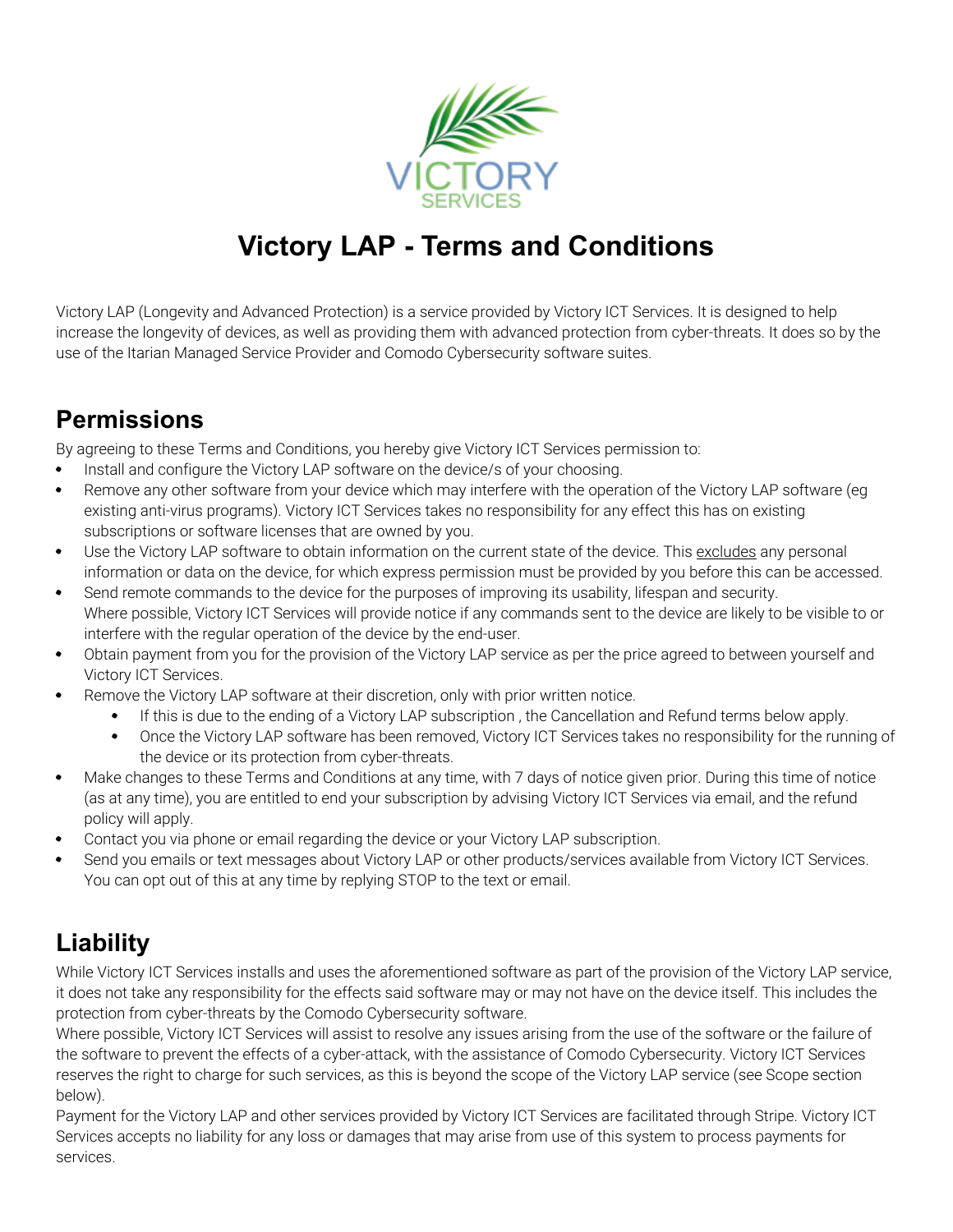# Victory LAP - Terms and Conditions

Victory LAP (Longevity and Advanced Protection) is a service provided by Victory ICT Services. It is designed to help increase the longevity of devices, as well as providing them with advanced protection from cyber-threats. It does so by the use of the Itarian Managed Service Provider and Comodo Cybersecurity software suites.

## Permissions

By agreeing to these Terms and Conditions, you hereby give Victory ICT Services permission to:

- Install and configure the Victory LAP software on the device/s of your choosing.
- Remove any other software from your device which may interfere with the operation of the Victory LAP software (eg existing anti-virus programs). Victory ICT Services takes no responsibility for any effect this has on existing subscriptions or software licenses that are owned by you.
- Use the Victory LAP software to obtain information on the current state of the device. This excludes any personal information or data on the device, for which express permission must be provided by you before this can be accessed.
- Send remote commands to the device for the purposes of improving its usability, lifespan and security. Where possible, Victory ICT Services will provide notice if any commands sent to the device are likely to be visible to or interfere with the regular operation of the device by the end-user.
- Obtain payment from you for the provision of the Victory LAP service as per the price agreed to between yourself and Victory ICT Services.
- Remove the Victory LAP software at their discretion, only with prior written notice.
  - If this is due to the ending of a Victory LAP subscription , the Cancellation and Refund terms below apply.
  - Once the Victory LAP software has been removed, Victory ICT Services takes no responsibility for the running of the device or its protection from cyber-threats.
- Make changes to these Terms and Conditions at any time, with 7 days of notice given prior. During this time of notice (as at any time), you are entitled to end your subscription by advising Victory ICT Services via email, and the refund policy will apply.
- Contact you via phone or email regarding the device or your Victory LAP subscription.
- Send you emails or text messages about Victory LAP or other products/services available from Victory ICT Services. You can opt out of this at any time by replying STOP to the text or email.

## Liability

While Victory ICT Services installs and uses the aforementioned software as part of the provision of the Victory LAP service, it does not take any responsibility for the effects said software may or may not have on the device itself. This includes the protection from cyber-threats by the Comodo Cybersecurity software.

Where possible, Victory ICT Services will assist to resolve any issues arising from the use of the software or the failure of the software to prevent the effects of a cyber-attack, with the assistance of Comodo Cybersecurity. Victory ICT Services reserves the right to charge for such services, as this is beyond the scope of the Victory LAP service (see Scope section below).

Payment for the Victory LAP and other services provided by Victory ICT Services are facilitated through Stripe. Victory ICT Services accepts no liability for any loss or damages that may arise from use of this system to process payments for services.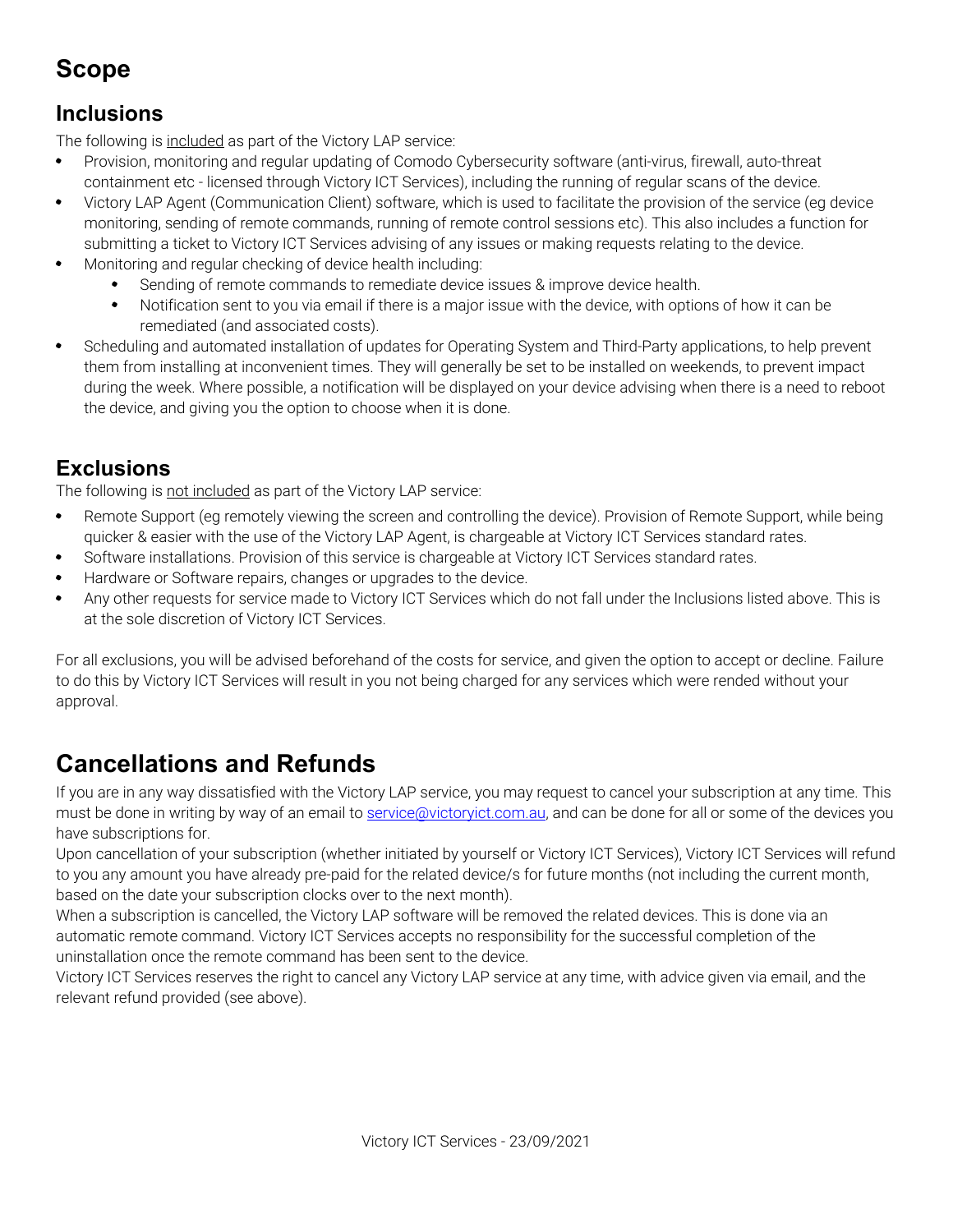# Scope

## Inclusions

The following is included as part of the Victory LAP service:

- Provision, monitoring and regular updating of Comodo Cybersecurity software (anti-virus, firewall, auto-threat containment etc - licensed through Victory ICT Services), including the running of regular scans of the device.
- Victory LAP Agent (Communication Client) software, which is used to facilitate the provision of the service (eg device monitoring, sending of remote commands, running of remote control sessions etc). This also includes a function for submitting a ticket to Victory ICT Services advising of any issues or making requests relating to the device.
- Monitoring and regular checking of device health including:
  - Sending of remote commands to remediate device issues & improve device health.
  - Notification sent to you via email if there is a major issue with the device, with options of how it can be remediated (and associated costs).
- Scheduling and automated installation of updates for Operating System and Third-Party applications, to help prevent them from installing at inconvenient times. They will generally be set to be installed on weekends, to prevent impact during the week. Where possible, a notification will be displayed on your device advising when there is a need to reboot the device, and giving you the option to choose when it is done.

## Exclusions

The following is not included as part of the Victory LAP service:

- Remote Support (eg remotely viewing the screen and controlling the device). Provision of Remote Support, while being quicker & easier with the use of the Victory LAP Agent, is chargeable at Victory ICT Services standard rates.
- Software installations. Provision of this service is chargeable at Victory ICT Services standard rates.
- Hardware or Software repairs, changes or upgrades to the device.
- Any other requests for service made to Victory ICT Services which do not fall under the Inclusions listed above. This is at the sole discretion of Victory ICT Services.

For all exclusions, you will be advised beforehand of the costs for service, and given the option to accept or decline. Failure to do this by Victory ICT Services will result in you not being charged for any services which were rended without your approval.

# Cancellations and Refunds

If you are in any way dissatisfied with the Victory LAP service, you may request to cancel your subscription at any time. This must be done in writing by way of an email to service@victoryict.com.au, and can be done for all or some of the devices you have subscriptions for.

Upon cancellation of your subscription (whether initiated by yourself or Victory ICT Services), Victory ICT Services will refund to you any amount you have already pre-paid for the related device/s for future months (not including the current month, based on the date your subscription clocks over to the next month).

When a subscription is cancelled, the Victory LAP software will be removed the related devices. This is done via an automatic remote command. Victory ICT Services accepts no responsibility for the successful completion of the uninstallation once the remote command has been sent to the device.

Victory ICT Services reserves the right to cancel any Victory LAP service at any time, with advice given via email, and the relevant refund provided (see above).